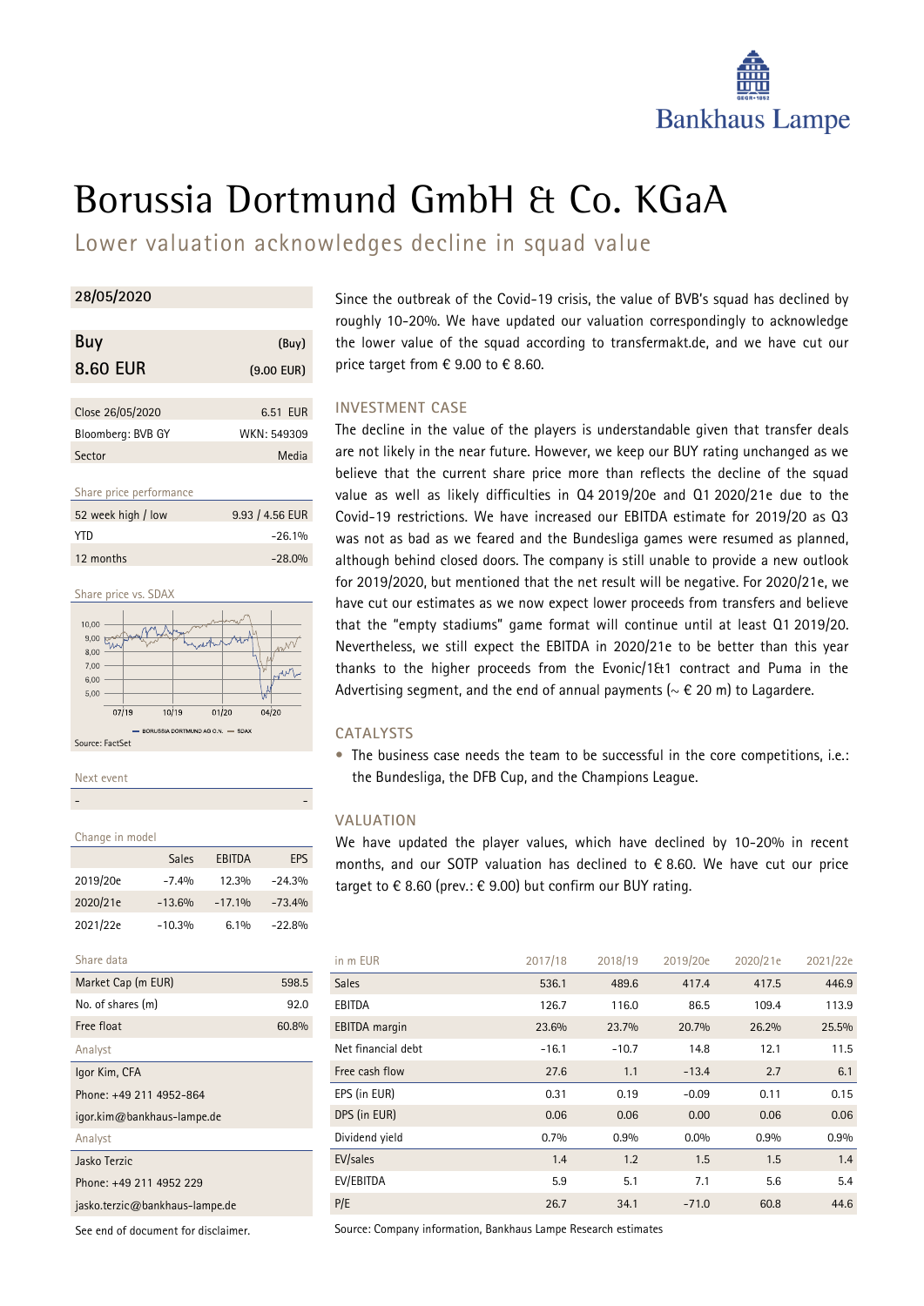# Borussia Dortmund GmbH & Co. KGaA

## Lower valuation acknowledges decline in squad value

**28/05/2020**

| **Buy** | (Buy) |
|---|---|
| **8.60 EUR** | (9.00 EUR) |

| | |
|---|---|
| Close 26/05/2020 | 6.51 EUR |
| Bloomberg: BVB GY | WKN: 549309 |
| Sector | Media |

Share price performance

| | |
|---|---|
| 52 week high / low | 9.93 / 4.56 EUR |
| YTD | -26.1% |
| 12 months | -28.0% |

Share price vs. SDAX

Source: FactSet

Next event

| | |
|---|---|
| - | - |

Change in model

| | Sales | EBITDA | EPS |
|---|---|---|---|
| 2019/20e | -7.4% | 12.3% | -24.3% |
| 2020/21e | -13.6% | -17.1% | -73.4% |
| 2021/22e | -10.3% | 6.1% | -22.8% |

Share data

| | |
|---|---|
| Market Cap (m EUR) | 598.5 |
| No. of shares (m) | 92.0 |
| Free float | 60.8% |

Analyst

Igor Kim, CFA
Phone: +49 211 4952-864
igor.kim@bankhaus-lampe.de

Analyst

Jasko Terzic
Phone: +49 211 4952 229
jasko.terzic@bankhaus-lampe.de

See end of document for disclaimer.

Since the outbreak of the Covid-19 crisis, the value of BVB's squad has declined by roughly 10-20%. We have updated our valuation correspondingly to acknowledge the lower value of the squad according to transfermakt.de, and we have cut our price target from € 9.00 to € 8.60.

### INVESTMENT CASE

The decline in the value of the players is understandable given that transfer deals are not likely in the near future. However, we keep our BUY rating unchanged as we believe that the current share price more than reflects the decline of the squad value as well as likely difficulties in Q4 2019/20e and Q1 2020/21e due to the Covid-19 restrictions. We have increased our EBITDA estimate for 2019/20 as Q3 was not as bad as we feared and the Bundesliga games were resumed as planned, although behind closed doors. The company is still unable to provide a new outlook for 2019/2020, but mentioned that the net result will be negative. For 2020/21e, we have cut our estimates as we now expect lower proceeds from transfers and believe that the "empty stadiums" game format will continue until at least Q1 2019/20. Nevertheless, we still expect the EBITDA in 2020/21e to be better than this year thanks to the higher proceeds from the Evonic/1&1 contract and Puma in the Advertising segment, and the end of annual payments (~ € 20 m) to Lagardere.

### CATALYSTS

- The business case needs the team to be successful in the core competitions, i.e.: the Bundesliga, the DFB Cup, and the Champions League.

### VALUATION

We have updated the player values, which have declined by 10-20% in recent months, and our SOTP valuation has declined to € 8.60. We have cut our price target to € 8.60 (prev.: € 9.00) but confirm our BUY rating.

| in m EUR | 2017/18 | 2018/19 | 2019/20e | 2020/21e | 2021/22e |
|---|---|---|---|---|---|
| Sales | 536.1 | 489.6 | 417.4 | 417.5 | 446.9 |
| EBITDA | 126.7 | 116.0 | 86.5 | 109.4 | 113.9 |
| EBITDA margin | 23.6% | 23.7% | 20.7% | 26.2% | 25.5% |
| Net financial debt | -16.1 | -10.7 | 14.8 | 12.1 | 11.5 |
| Free cash flow | 27.6 | 1.1 | -13.4 | 2.7 | 6.1 |
| EPS (in EUR) | 0.31 | 0.19 | -0.09 | 0.11 | 0.15 |
| DPS (in EUR) | 0.06 | 0.06 | 0.00 | 0.06 | 0.06 |
| Dividend yield | 0.7% | 0.9% | 0.0% | 0.9% | 0.9% |
| EV/sales | 1.4 | 1.2 | 1.5 | 1.5 | 1.4 |
| EV/EBITDA | 5.9 | 5.1 | 7.1 | 5.6 | 5.4 |
| P/E | 26.7 | 34.1 | -71.0 | 60.8 | 44.6 |

Source: Company information, Bankhaus Lampe Research estimates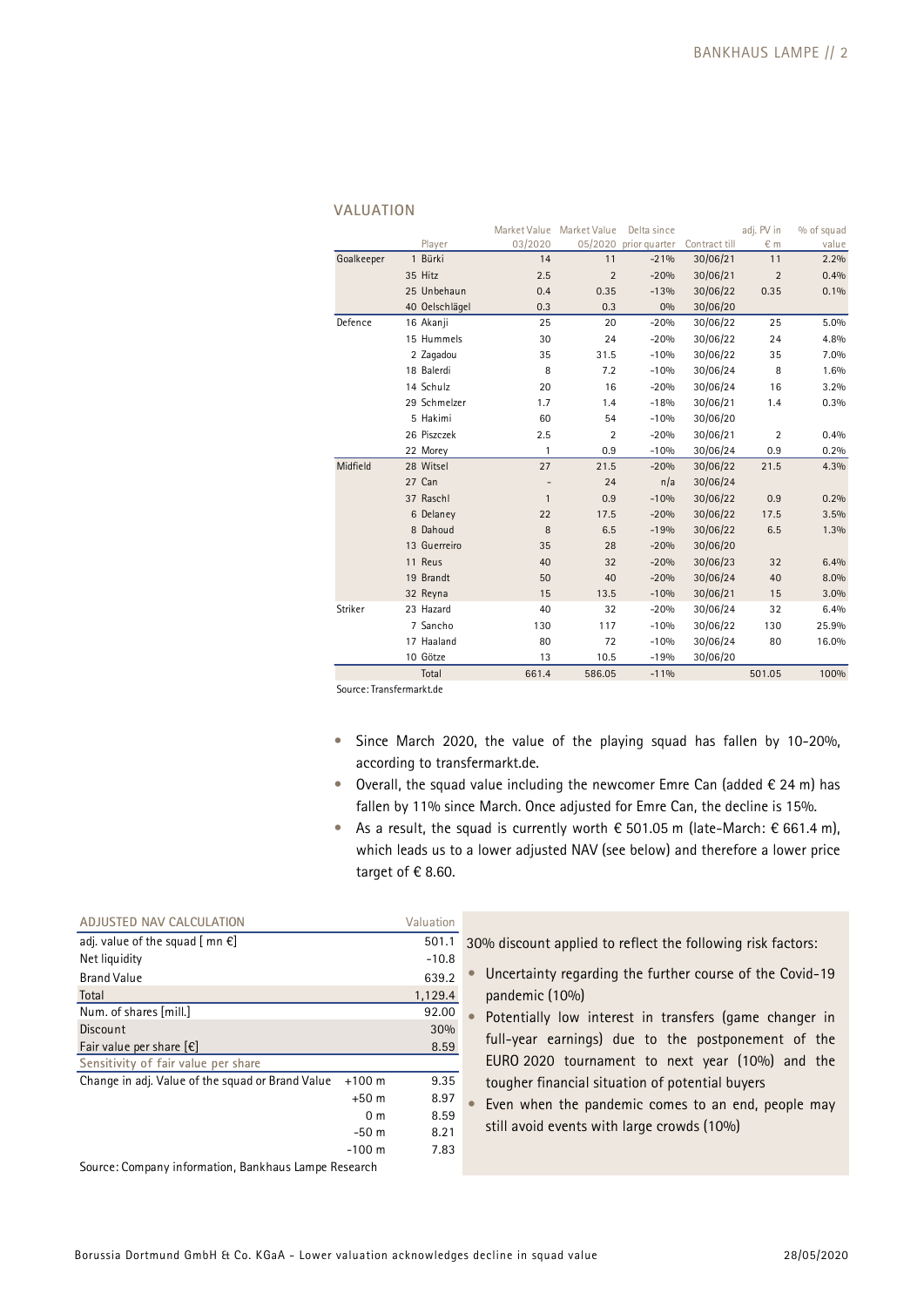## VALUATION

| | Player | Market Value 03/2020 | Market Value 05/2020 | Delta since prior quarter | Contract till | adj. PV in € m | % of squad value |
|---|---|---|---|---|---|---|---|
| Goalkeeper | 1 Bürki | 14 | 11 | -21% | 30/06/21 | 11 | 2.2% |
| | 35 Hitz | 2.5 | 2 | -20% | 30/06/21 | 2 | 0.4% |
| | 25 Unbehaun | 0.4 | 0.35 | -13% | 30/06/22 | 0.35 | 0.1% |
| | 40 Oelschlägel | 0.3 | 0.3 | 0% | 30/06/20 | | |
| Defence | 16 Akanji | 25 | 20 | -20% | 30/06/22 | 25 | 5.0% |
| | 15 Hummels | 30 | 24 | -20% | 30/06/22 | 24 | 4.8% |
| | 2 Zagadou | 35 | 31.5 | -10% | 30/06/22 | 35 | 7.0% |
| | 18 Balerdi | 8 | 7.2 | -10% | 30/06/24 | 8 | 1.6% |
| | 14 Schulz | 20 | 16 | -20% | 30/06/24 | 16 | 3.2% |
| | 29 Schmelzer | 1.7 | 1.4 | -18% | 30/06/21 | 1.4 | 0.3% |
| | 5 Hakimi | 60 | 54 | -10% | 30/06/20 | | |
| | 26 Piszczek | 2.5 | 2 | -20% | 30/06/21 | 2 | 0.4% |
| | 22 Morey | 1 | 0.9 | -10% | 30/06/24 | 0.9 | 0.2% |
| Midfield | 28 Witsel | 27 | 21.5 | -20% | 30/06/22 | 21.5 | 4.3% |
| | 27 Can | - | 24 | n/a | 30/06/24 | | |
| | 37 Raschl | 1 | 0.9 | -10% | 30/06/22 | 0.9 | 0.2% |
| | 6 Delaney | 22 | 17.5 | -20% | 30/06/22 | 17.5 | 3.5% |
| | 8 Dahoud | 8 | 6.5 | -19% | 30/06/22 | 6.5 | 1.3% |
| | 13 Guerreiro | 35 | 28 | -20% | 30/06/20 | | |
| | 11 Reus | 40 | 32 | -20% | 30/06/23 | 32 | 6.4% |
| | 19 Brandt | 50 | 40 | -20% | 30/06/24 | 40 | 8.0% |
| | 32 Reyna | 15 | 13.5 | -10% | 30/06/21 | 15 | 3.0% |
| Striker | 23 Hazard | 40 | 32 | -20% | 30/06/24 | 32 | 6.4% |
| | 7 Sancho | 130 | 117 | -10% | 30/06/22 | 130 | 25.9% |
| | 17 Haaland | 80 | 72 | -10% | 30/06/24 | 80 | 16.0% |
| | 10 Götze | 13 | 10.5 | -19% | 30/06/20 | | |
| | Total | 661.4 | 586.05 | -11% | | 501.05 | 100% |

Source: Transfermarkt.de

- Since March 2020, the value of the playing squad has fallen by 10-20%, according to transfermarkt.de.
- Overall, the squad value including the newcomer Emre Can (added € 24 m) has fallen by 11% since March. Once adjusted for Emre Can, the decline is 15%.
- As a result, the squad is currently worth € 501.05 m (late-March: € 661.4 m), which leads us to a lower adjusted NAV (see below) and therefore a lower price target of € 8.60.

| ADJUSTED NAV CALCULATION | | Valuation |
|---|---|---|
| adj. value of the squad [ mn €] | | 501.1 |
| Net liquidity | | -10.8 |
| Brand Value | | 639.2 |
| Total | | 1,129.4 |
| Num. of shares [mill.] | | 92.00 |
| Discount | | 30% |
| Fair value per share [€] | | 8.59 |
| Sensitivity of fair value per share | | |
| Change in adj. Value of the squad or Brand Value | +100 m | 9.35 |
| | +50 m | 8.97 |
| | 0 m | 8.59 |
| | -50 m | 8.21 |
| | -100 m | 7.83 |

Source: Company information, Bankhaus Lampe Research

30% discount applied to reflect the following risk factors:

- Uncertainty regarding the further course of the Covid-19 pandemic (10%)
- Potentially low interest in transfers (game changer in full-year earnings) due to the postponement of the EURO 2020 tournament to next year (10%) and the tougher financial situation of potential buyers
- Even when the pandemic comes to an end, people may still avoid events with large crowds (10%)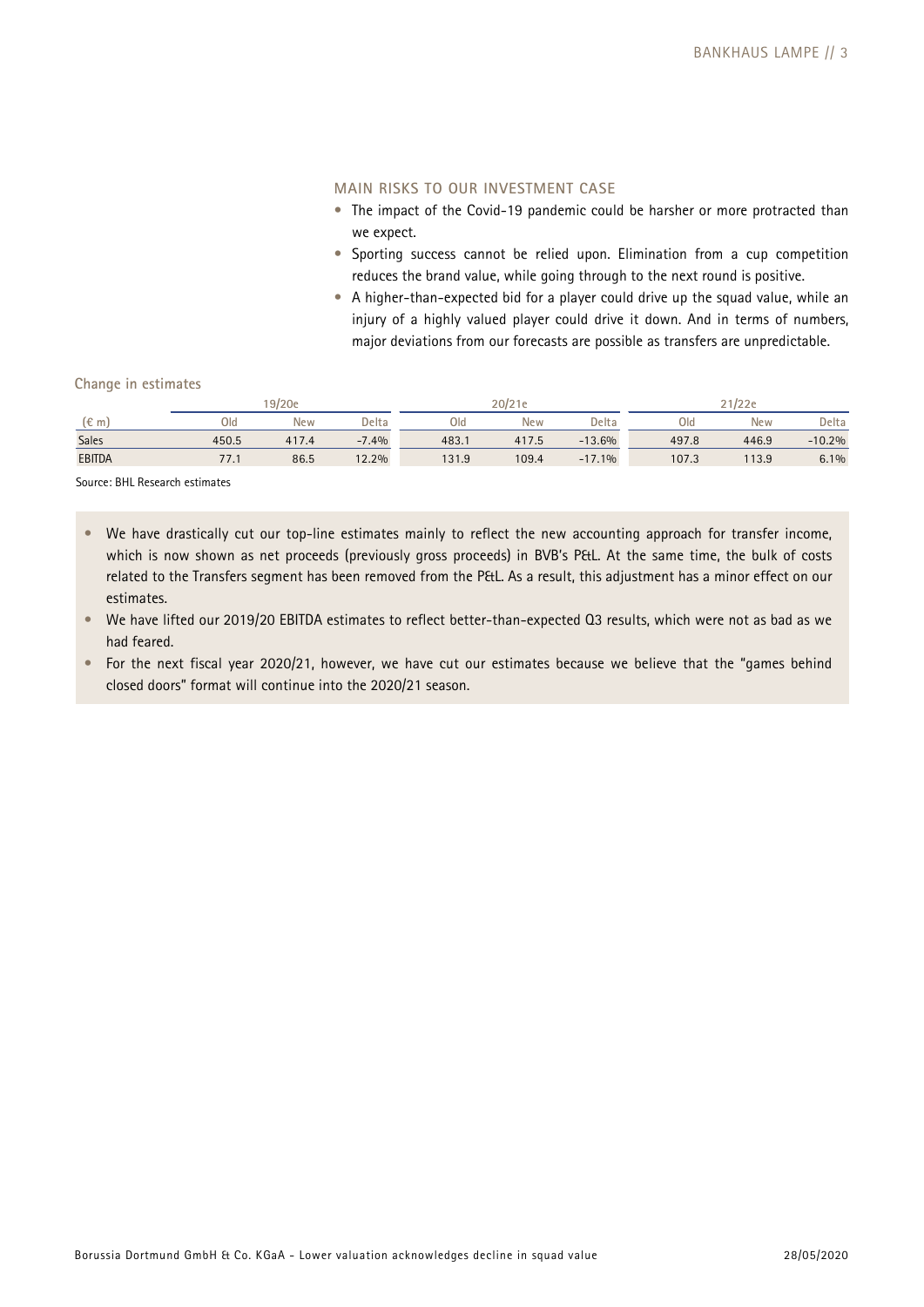## MAIN RISKS TO OUR INVESTMENT CASE

- The impact of the Covid-19 pandemic could be harsher or more protracted than we expect.
- Sporting success cannot be relied upon. Elimination from a cup competition reduces the brand value, while going through to the next round is positive.
- A higher-than-expected bid for a player could drive up the squad value, while an injury of a highly valued player could drive it down. And in terms of numbers, major deviations from our forecasts are possible as transfers are unpredictable.

**Change in estimates**

| | 19/20e | | | 20/21e | | | 21/22e | | |
|---|---|---|---|---|---|---|---|---|---|
| (€ m) | Old | New | Delta | Old | New | Delta | Old | New | Delta |
| Sales | 450.5 | 417.4 | -7.4% | 483.1 | 417.5 | -13.6% | 497.8 | 446.9 | -10.2% |
| EBITDA | 77.1 | 86.5 | 12.2% | 131.9 | 109.4 | -17.1% | 107.3 | 113.9 | 6.1% |

Source: BHL Research estimates

- We have drastically cut our top-line estimates mainly to reflect the new accounting approach for transfer income, which is now shown as net proceeds (previously gross proceeds) in BVB's P&L. At the same time, the bulk of costs related to the Transfers segment has been removed from the P&L. As a result, this adjustment has a minor effect on our estimates.
- We have lifted our 2019/20 EBITDA estimates to reflect better-than-expected Q3 results, which were not as bad as we had feared.
- For the next fiscal year 2020/21, however, we have cut our estimates because we believe that the "games behind closed doors" format will continue into the 2020/21 season.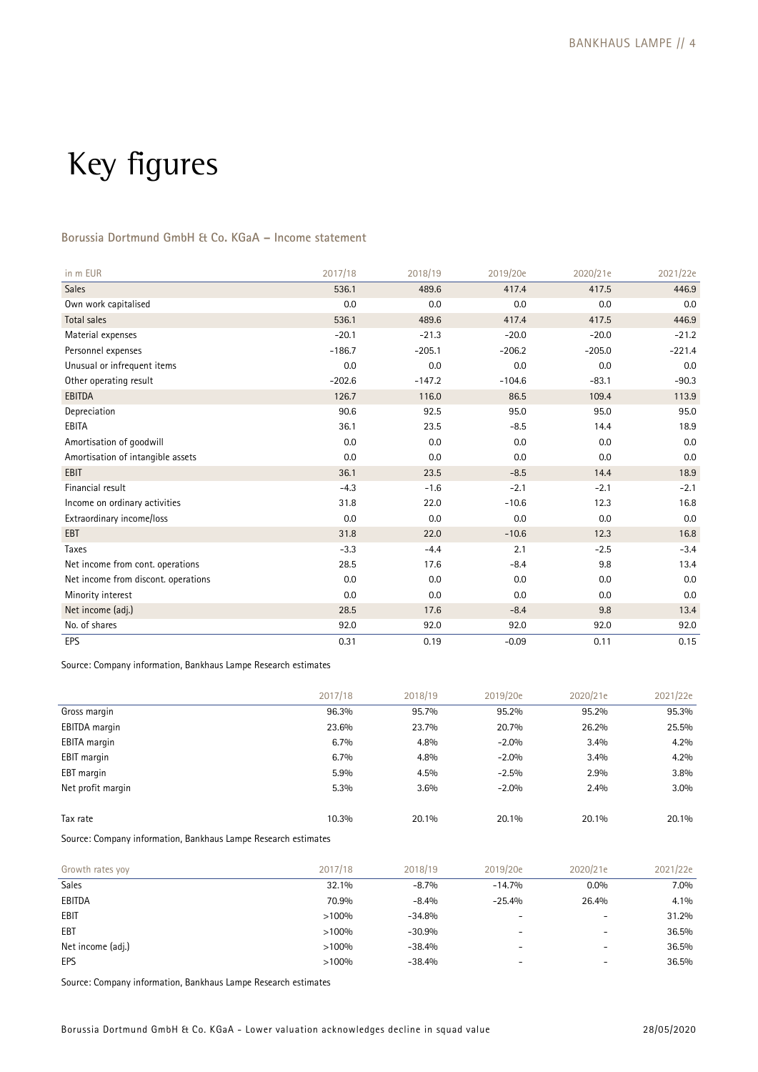# Key figures

### Borussia Dortmund GmbH & Co. KGaA – Income statement

| in m EUR | 2017/18 | 2018/19 | 2019/20e | 2020/21e | 2021/22e |
|---|---|---|---|---|---|
| Sales | 536.1 | 489.6 | 417.4 | 417.5 | 446.9 |
| Own work capitalised | 0.0 | 0.0 | 0.0 | 0.0 | 0.0 |
| Total sales | 536.1 | 489.6 | 417.4 | 417.5 | 446.9 |
| Material expenses | -20.1 | -21.3 | -20.0 | -20.0 | -21.2 |
| Personnel expenses | -186.7 | -205.1 | -206.2 | -205.0 | -221.4 |
| Unusual or infrequent items | 0.0 | 0.0 | 0.0 | 0.0 | 0.0 |
| Other operating result | -202.6 | -147.2 | -104.6 | -83.1 | -90.3 |
| EBITDA | 126.7 | 116.0 | 86.5 | 109.4 | 113.9 |
| Depreciation | 90.6 | 92.5 | 95.0 | 95.0 | 95.0 |
| EBITA | 36.1 | 23.5 | -8.5 | 14.4 | 18.9 |
| Amortisation of goodwill | 0.0 | 0.0 | 0.0 | 0.0 | 0.0 |
| Amortisation of intangible assets | 0.0 | 0.0 | 0.0 | 0.0 | 0.0 |
| EBIT | 36.1 | 23.5 | -8.5 | 14.4 | 18.9 |
| Financial result | -4.3 | -1.6 | -2.1 | -2.1 | -2.1 |
| Income on ordinary activities | 31.8 | 22.0 | -10.6 | 12.3 | 16.8 |
| Extraordinary income/loss | 0.0 | 0.0 | 0.0 | 0.0 | 0.0 |
| EBT | 31.8 | 22.0 | -10.6 | 12.3 | 16.8 |
| Taxes | -3.3 | -4.4 | 2.1 | -2.5 | -3.4 |
| Net income from cont. operations | 28.5 | 17.6 | -8.4 | 9.8 | 13.4 |
| Net income from discont. operations | 0.0 | 0.0 | 0.0 | 0.0 | 0.0 |
| Minority interest | 0.0 | 0.0 | 0.0 | 0.0 | 0.0 |
| Net income (adj.) | 28.5 | 17.6 | -8.4 | 9.8 | 13.4 |
| No. of shares | 92.0 | 92.0 | 92.0 | 92.0 | 92.0 |
| EPS | 0.31 | 0.19 | -0.09 | 0.11 | 0.15 |

Source: Company information, Bankhaus Lampe Research estimates

| | 2017/18 | 2018/19 | 2019/20e | 2020/21e | 2021/22e |
|---|---|---|---|---|---|
| Gross margin | 96.3% | 95.7% | 95.2% | 95.2% | 95.3% |
| EBITDA margin | 23.6% | 23.7% | 20.7% | 26.2% | 25.5% |
| EBITA margin | 6.7% | 4.8% | -2.0% | 3.4% | 4.2% |
| EBIT margin | 6.7% | 4.8% | -2.0% | 3.4% | 4.2% |
| EBT margin | 5.9% | 4.5% | -2.5% | 2.9% | 3.8% |
| Net profit margin | 5.3% | 3.6% | -2.0% | 2.4% | 3.0% |
| | | | | | |
| Tax rate | 10.3% | 20.1% | 20.1% | 20.1% | 20.1% |

Source: Company information, Bankhaus Lampe Research estimates

| Growth rates yoy | 2017/18 | 2018/19 | 2019/20e | 2020/21e | 2021/22e |
|---|---|---|---|---|---|
| Sales | 32.1% | -8.7% | -14.7% | 0.0% | 7.0% |
| EBITDA | 70.9% | -8.4% | -25.4% | 26.4% | 4.1% |
| EBIT | >100% | -34.8% | - | - | 31.2% |
| EBT | >100% | -30.9% | - | - | 36.5% |
| Net income (adj.) | >100% | -38.4% | - | - | 36.5% |
| EPS | >100% | -38.4% | - | - | 36.5% |

Source: Company information, Bankhaus Lampe Research estimates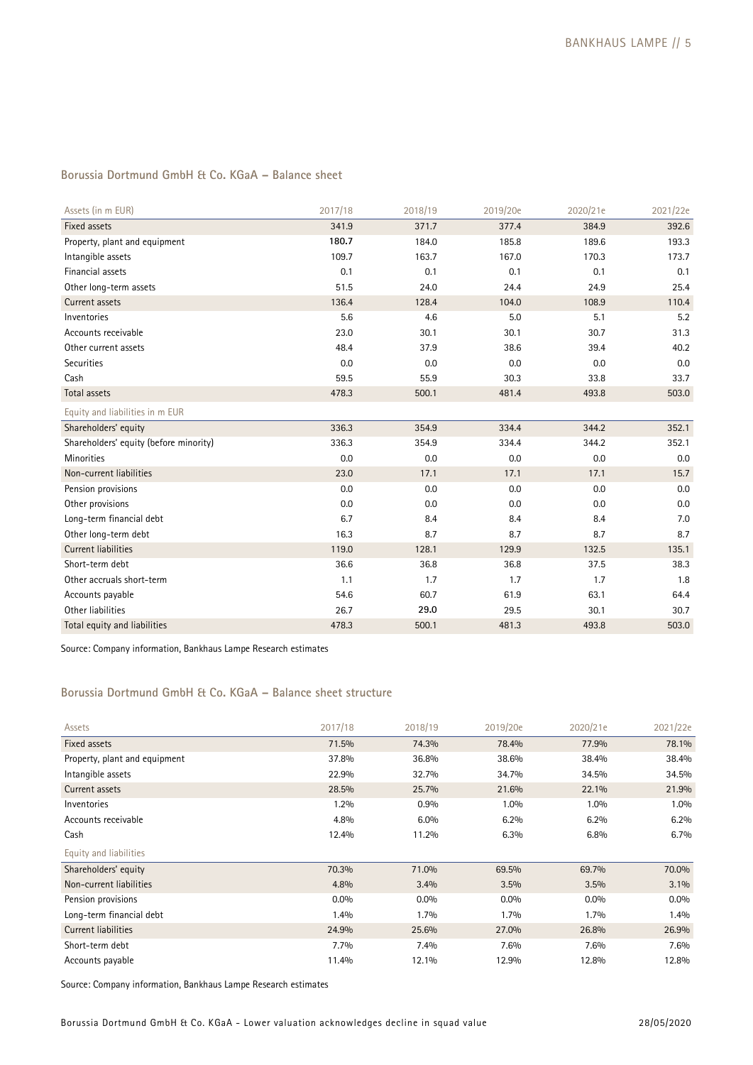### Borussia Dortmund GmbH & Co. KGaA – Balance sheet

| Assets (in m EUR) | 2017/18 | 2018/19 | 2019/20e | 2020/21e | 2021/22e |
|---|---|---|---|---|---|
| Fixed assets | 341.9 | 371.7 | 377.4 | 384.9 | 392.6 |
| Property, plant and equipment | **180.7** | 184.0 | 185.8 | 189.6 | 193.3 |
| Intangible assets | 109.7 | 163.7 | 167.0 | 170.3 | 173.7 |
| Financial assets | 0.1 | 0.1 | 0.1 | 0.1 | 0.1 |
| Other long-term assets | 51.5 | 24.0 | 24.4 | 24.9 | 25.4 |
| Current assets | 136.4 | 128.4 | 104.0 | 108.9 | 110.4 |
| Inventories | 5.6 | 4.6 | 5.0 | 5.1 | 5.2 |
| Accounts receivable | 23.0 | 30.1 | 30.1 | 30.7 | 31.3 |
| Other current assets | 48.4 | 37.9 | 38.6 | 39.4 | 40.2 |
| Securities | 0.0 | 0.0 | 0.0 | 0.0 | 0.0 |
| Cash | 59.5 | 55.9 | 30.3 | 33.8 | 33.7 |
| Total assets | 478.3 | 500.1 | 481.4 | 493.8 | 503.0 |
| **Equity and liabilities in m EUR** | | | | | |
| Shareholders' equity | 336.3 | 354.9 | 334.4 | 344.2 | 352.1 |
| Shareholders' equity (before minority) | 336.3 | 354.9 | 334.4 | 344.2 | 352.1 |
| Minorities | 0.0 | 0.0 | 0.0 | 0.0 | 0.0 |
| Non-current liabilities | 23.0 | 17.1 | 17.1 | 17.1 | 15.7 |
| Pension provisions | 0.0 | 0.0 | 0.0 | 0.0 | 0.0 |
| Other provisions | 0.0 | 0.0 | 0.0 | 0.0 | 0.0 |
| Long-term financial debt | 6.7 | 8.4 | 8.4 | 8.4 | 7.0 |
| Other long-term debt | 16.3 | 8.7 | 8.7 | 8.7 | 8.7 |
| Current liabilities | 119.0 | 128.1 | 129.9 | 132.5 | 135.1 |
| Short-term debt | 36.6 | 36.8 | 36.8 | 37.5 | 38.3 |
| Other accruals short-term | 1.1 | 1.7 | 1.7 | 1.7 | 1.8 |
| Accounts payable | 54.6 | 60.7 | 61.9 | 63.1 | 64.4 |
| Other liabilities | 26.7 | **29.0** | 29.5 | 30.1 | 30.7 |
| Total equity and liabilities | 478.3 | 500.1 | 481.3 | 493.8 | 503.0 |

Source: Company information, Bankhaus Lampe Research estimates

### Borussia Dortmund GmbH & Co. KGaA – Balance sheet structure

| Assets | 2017/18 | 2018/19 | 2019/20e | 2020/21e | 2021/22e |
|---|---|---|---|---|---|
| Fixed assets | 71.5% | 74.3% | 78.4% | 77.9% | 78.1% |
| Property, plant and equipment | 37.8% | 36.8% | 38.6% | 38.4% | 38.4% |
| Intangible assets | 22.9% | 32.7% | 34.7% | 34.5% | 34.5% |
| Current assets | 28.5% | 25.7% | 21.6% | 22.1% | 21.9% |
| Inventories | 1.2% | 0.9% | 1.0% | 1.0% | 1.0% |
| Accounts receivable | 4.8% | 6.0% | 6.2% | 6.2% | 6.2% |
| Cash | 12.4% | 11.2% | 6.3% | 6.8% | 6.7% |
| **Equity and liabilities** | | | | | |
| Shareholders' equity | 70.3% | 71.0% | 69.5% | 69.7% | 70.0% |
| Non-current liabilities | 4.8% | 3.4% | 3.5% | 3.5% | 3.1% |
| Pension provisions | 0.0% | 0.0% | 0.0% | 0.0% | 0.0% |
| Long-term financial debt | 1.4% | 1.7% | 1.7% | 1.7% | 1.4% |
| Current liabilities | 24.9% | 25.6% | 27.0% | 26.8% | 26.9% |
| Short-term debt | 7.7% | 7.4% | 7.6% | 7.6% | 7.6% |
| Accounts payable | 11.4% | 12.1% | 12.9% | 12.8% | 12.8% |

Source: Company information, Bankhaus Lampe Research estimates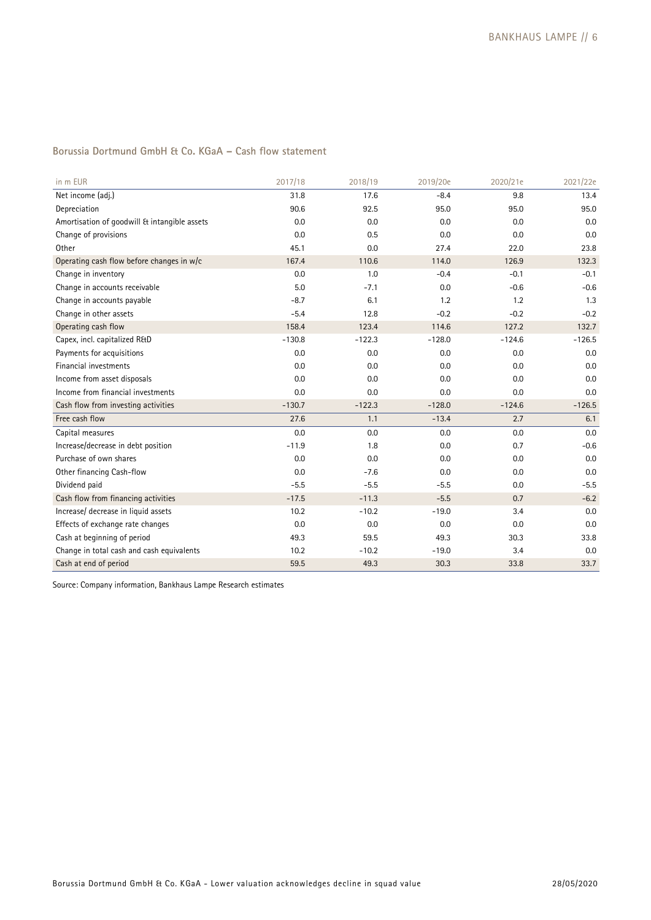## Borussia Dortmund GmbH & Co. KGaA – Cash flow statement

| in m EUR | 2017/18 | 2018/19 | 2019/20e | 2020/21e | 2021/22e |
|---|---|---|---|---|---|
| Net income (adj.) | 31.8 | 17.6 | -8.4 | 9.8 | 13.4 |
| Depreciation | 90.6 | 92.5 | 95.0 | 95.0 | 95.0 |
| Amortisation of goodwill & intangible assets | 0.0 | 0.0 | 0.0 | 0.0 | 0.0 |
| Change of provisions | 0.0 | 0.5 | 0.0 | 0.0 | 0.0 |
| Other | 45.1 | 0.0 | 27.4 | 22.0 | 23.8 |
| Operating cash flow before changes in w/c | 167.4 | 110.6 | 114.0 | 126.9 | 132.3 |
| Change in inventory | 0.0 | 1.0 | -0.4 | -0.1 | -0.1 |
| Change in accounts receivable | 5.0 | -7.1 | 0.0 | -0.6 | -0.6 |
| Change in accounts payable | -8.7 | 6.1 | 1.2 | 1.2 | 1.3 |
| Change in other assets | -5.4 | 12.8 | -0.2 | -0.2 | -0.2 |
| Operating cash flow | 158.4 | 123.4 | 114.6 | 127.2 | 132.7 |
| Capex, incl. capitalized R&D | -130.8 | -122.3 | -128.0 | -124.6 | -126.5 |
| Payments for acquisitions | 0.0 | 0.0 | 0.0 | 0.0 | 0.0 |
| Financial investments | 0.0 | 0.0 | 0.0 | 0.0 | 0.0 |
| Income from asset disposals | 0.0 | 0.0 | 0.0 | 0.0 | 0.0 |
| Income from financial investments | 0.0 | 0.0 | 0.0 | 0.0 | 0.0 |
| Cash flow from investing activities | -130.7 | -122.3 | -128.0 | -124.6 | -126.5 |
| Free cash flow | 27.6 | 1.1 | -13.4 | 2.7 | 6.1 |
| Capital measures | 0.0 | 0.0 | 0.0 | 0.0 | 0.0 |
| Increase/decrease in debt position | -11.9 | 1.8 | 0.0 | 0.7 | -0.6 |
| Purchase of own shares | 0.0 | 0.0 | 0.0 | 0.0 | 0.0 |
| Other financing Cash-flow | 0.0 | -7.6 | 0.0 | 0.0 | 0.0 |
| Dividend paid | -5.5 | -5.5 | -5.5 | 0.0 | -5.5 |
| Cash flow from financing activities | -17.5 | -11.3 | -5.5 | 0.7 | -6.2 |
| Increase/ decrease in liquid assets | 10.2 | -10.2 | -19.0 | 3.4 | 0.0 |
| Effects of exchange rate changes | 0.0 | 0.0 | 0.0 | 0.0 | 0.0 |
| Cash at beginning of period | 49.3 | 59.5 | 49.3 | 30.3 | 33.8 |
| Change in total cash and cash equivalents | 10.2 | -10.2 | -19.0 | 3.4 | 0.0 |
| Cash at end of period | 59.5 | 49.3 | 30.3 | 33.8 | 33.7 |

Source: Company information, Bankhaus Lampe Research estimates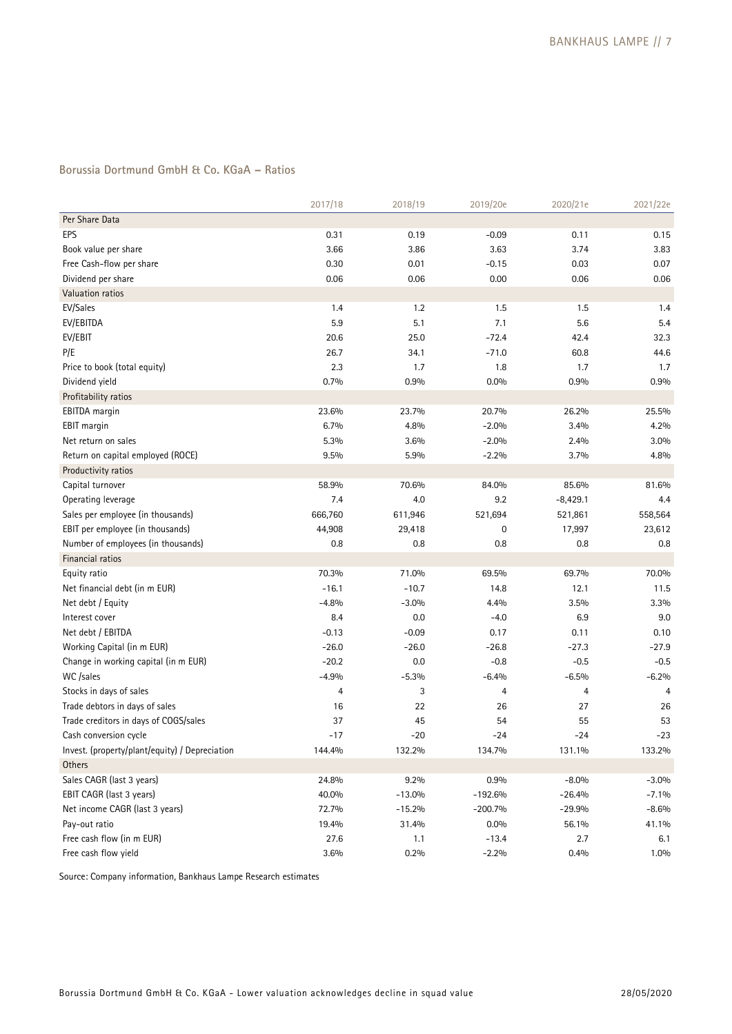## Borussia Dortmund GmbH & Co. KGaA – Ratios

| | 2017/18 | 2018/19 | 2019/20e | 2020/21e | 2021/22e |
|---|---|---|---|---|---|
| **Per Share Data** | | | | | |
| EPS | 0.31 | 0.19 | -0.09 | 0.11 | 0.15 |
| Book value per share | 3.66 | 3.86 | 3.63 | 3.74 | 3.83 |
| Free Cash-flow per share | 0.30 | 0.01 | -0.15 | 0.03 | 0.07 |
| Dividend per share | 0.06 | 0.06 | 0.00 | 0.06 | 0.06 |
| **Valuation ratios** | | | | | |
| EV/Sales | 1.4 | 1.2 | 1.5 | 1.5 | 1.4 |
| EV/EBITDA | 5.9 | 5.1 | 7.1 | 5.6 | 5.4 |
| EV/EBIT | 20.6 | 25.0 | -72.4 | 42.4 | 32.3 |
| P/E | 26.7 | 34.1 | -71.0 | 60.8 | 44.6 |
| Price to book (total equity) | 2.3 | 1.7 | 1.8 | 1.7 | 1.7 |
| Dividend yield | 0.7% | 0.9% | 0.0% | 0.9% | 0.9% |
| **Profitability ratios** | | | | | |
| EBITDA margin | 23.6% | 23.7% | 20.7% | 26.2% | 25.5% |
| EBIT margin | 6.7% | 4.8% | -2.0% | 3.4% | 4.2% |
| Net return on sales | 5.3% | 3.6% | -2.0% | 2.4% | 3.0% |
| Return on capital employed (ROCE) | 9.5% | 5.9% | -2.2% | 3.7% | 4.8% |
| **Productivity ratios** | | | | | |
| Capital turnover | 58.9% | 70.6% | 84.0% | 85.6% | 81.6% |
| Operating leverage | 7.4 | 4.0 | 9.2 | -8,429.1 | 4.4 |
| Sales per employee (in thousands) | 666,760 | 611,946 | 521,694 | 521,861 | 558,564 |
| EBIT per employee (in thousands) | 44,908 | 29,418 | 0 | 17,997 | 23,612 |
| Number of employees (in thousands) | 0.8 | 0.8 | 0.8 | 0.8 | 0.8 |
| **Financial ratios** | | | | | |
| Equity ratio | 70.3% | 71.0% | 69.5% | 69.7% | 70.0% |
| Net financial debt (in m EUR) | -16.1 | -10.7 | 14.8 | 12.1 | 11.5 |
| Net debt / Equity | -4.8% | -3.0% | 4.4% | 3.5% | 3.3% |
| Interest cover | 8.4 | 0.0 | -4.0 | 6.9 | 9.0 |
| Net debt / EBITDA | -0.13 | -0.09 | 0.17 | 0.11 | 0.10 |
| Working Capital (in m EUR) | -26.0 | -26.0 | -26.8 | -27.3 | -27.9 |
| Change in working capital (in m EUR) | -20.2 | 0.0 | -0.8 | -0.5 | -0.5 |
| WC /sales | -4.9% | -5.3% | -6.4% | -6.5% | -6.2% |
| Stocks in days of sales | 4 | 3 | 4 | 4 | 4 |
| Trade debtors in days of sales | 16 | 22 | 26 | 27 | 26 |
| Trade creditors in days of COGS/sales | 37 | 45 | 54 | 55 | 53 |
| Cash conversion cycle | -17 | -20 | -24 | -24 | -23 |
| Invest. (property/plant/equity) / Depreciation | 144.4% | 132.2% | 134.7% | 131.1% | 133.2% |
| **Others** | | | | | |
| Sales CAGR (last 3 years) | 24.8% | 9.2% | 0.9% | -8.0% | -3.0% |
| EBIT CAGR (last 3 years) | 40.0% | -13.0% | -192.6% | -26.4% | -7.1% |
| Net income CAGR (last 3 years) | 72.7% | -15.2% | -200.7% | -29.9% | -8.6% |
| Pay-out ratio | 19.4% | 31.4% | 0.0% | 56.1% | 41.1% |
| Free cash flow (in m EUR) | 27.6 | 1.1 | -13.4 | 2.7 | 6.1 |
| Free cash flow yield | 3.6% | 0.2% | -2.2% | 0.4% | 1.0% |

Source: Company information, Bankhaus Lampe Research estimates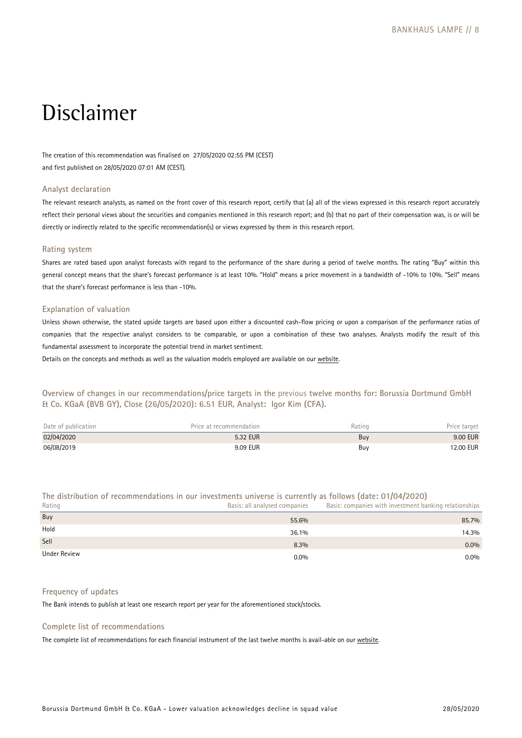# Disclaimer

The creation of this recommendation was finalised on 27/05/2020 02:55 PM (CEST) and first published on 28/05/2020 07:01 AM (CEST).

### Analyst declaration

The relevant research analysts, as named on the front cover of this research report, certify that (a) all of the views expressed in this research report accurately reflect their personal views about the securities and companies mentioned in this research report; and (b) that no part of their compensation was, is or will be directly or indirectly related to the specific recommendation(s) or views expressed by them in this research report.

### Rating system

Shares are rated based upon analyst forecasts with regard to the performance of the share during a period of twelve months. The rating "Buy" within this general concept means that the share's forecast performance is at least 10%. "Hold" means a price movement in a bandwidth of -10% to 10%. "Sell" means that the share's forecast performance is less than -10%.

### Explanation of valuation

Unless shown otherwise, the stated upside targets are based upon either a discounted cash-flow pricing or upon a comparison of the performance ratios of companies that the respective analyst considers to be comparable, or upon a combination of these two analyses. Analysts modify the result of this fundamental assessment to incorporate the potential trend in market sentiment.

Details on the concepts and methods as well as the valuation models employed are available on our website.

### Overview of changes in our recommendations/price targets in the previous twelve months for: Borussia Dortmund GmbH & Co. KGaA (BVB GY), Close (26/05/2020): 6.51 EUR, Analyst: Igor Kim (CFA).

| Date of publication | Price at recommendation | Rating | Price target |
|---|---|---|---|
| 02/04/2020 | 5.32 EUR | Buy | 9.00 EUR |
| 06/08/2019 | 9.09 EUR | Buy | 12.00 EUR |

### The distribution of recommendations in our investments universe is currently as follows (date: 01/04/2020)

| Rating | Basis: all analysed companies | Basis: companies with investment banking relationships |
|---|---|---|
| Buy | 55.6% | 85.7% |
| Hold | 36.1% | 14.3% |
| Sell | 8.3% | 0.0% |
| Under Review | 0.0% | 0.0% |

### Frequency of updates

The Bank intends to publish at least one research report per year for the aforementioned stock/stocks.

### Complete list of recommendations

The complete list of recommendations for each financial instrument of the last twelve months is avail-able on our website.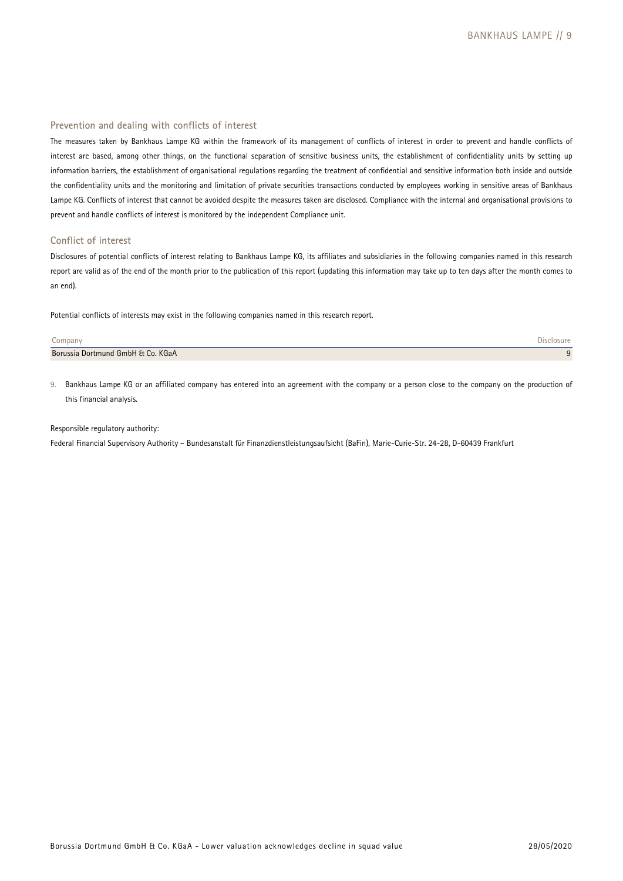## Prevention and dealing with conflicts of interest

The measures taken by Bankhaus Lampe KG within the framework of its management of conflicts of interest in order to prevent and handle conflicts of interest are based, among other things, on the functional separation of sensitive business units, the establishment of confidentiality units by setting up information barriers, the establishment of organisational regulations regarding the treatment of confidential and sensitive information both inside and outside the confidentiality units and the monitoring and limitation of private securities transactions conducted by employees working in sensitive areas of Bankhaus Lampe KG. Conflicts of interest that cannot be avoided despite the measures taken are disclosed. Compliance with the internal and organisational provisions to prevent and handle conflicts of interest is monitored by the independent Compliance unit.

## Conflict of interest

Disclosures of potential conflicts of interest relating to Bankhaus Lampe KG, its affiliates and subsidiaries in the following companies named in this research report are valid as of the end of the month prior to the publication of this report (updating this information may take up to ten days after the month comes to an end).

Potential conflicts of interests may exist in the following companies named in this research report.

| Company | Disclosure |
| --- | --- |
| Borussia Dortmund GmbH & Co. KGaA | 9 |

9. Bankhaus Lampe KG or an affiliated company has entered into an agreement with the company or a person close to the company on the production of this financial analysis.

Responsible regulatory authority:

Federal Financial Supervisory Authority – Bundesanstalt für Finanzdienstleistungsaufsicht (BaFin), Marie-Curie-Str. 24-28, D-60439 Frankfurt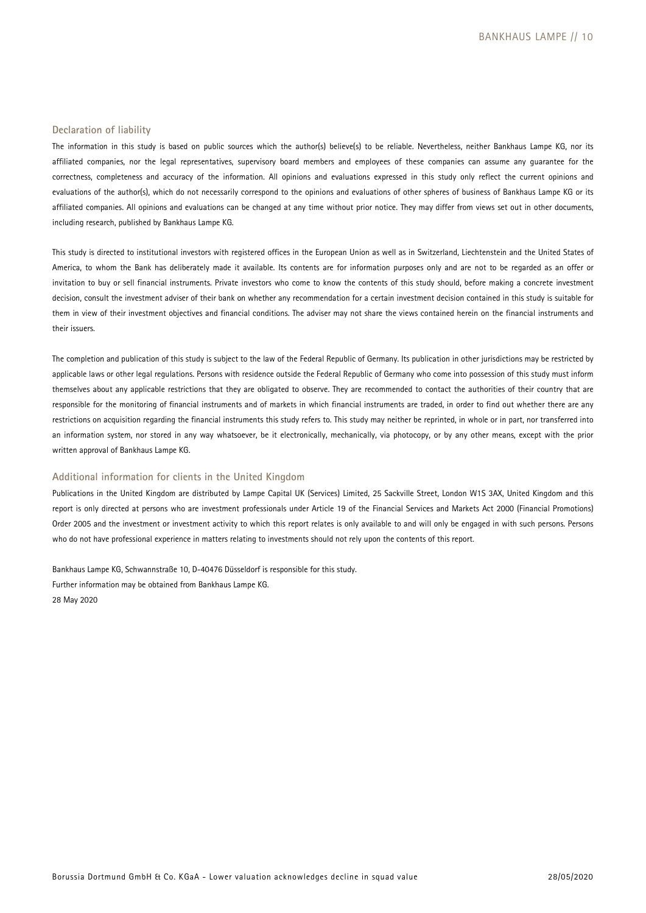## Declaration of liability

The information in this study is based on public sources which the author(s) believe(s) to be reliable. Nevertheless, neither Bankhaus Lampe KG, nor its affiliated companies, nor the legal representatives, supervisory board members and employees of these companies can assume any guarantee for the correctness, completeness and accuracy of the information. All opinions and evaluations expressed in this study only reflect the current opinions and evaluations of the author(s), which do not necessarily correspond to the opinions and evaluations of other spheres of business of Bankhaus Lampe KG or its affiliated companies. All opinions and evaluations can be changed at any time without prior notice. They may differ from views set out in other documents, including research, published by Bankhaus Lampe KG.

This study is directed to institutional investors with registered offices in the European Union as well as in Switzerland, Liechtenstein and the United States of America, to whom the Bank has deliberately made it available. Its contents are for information purposes only and are not to be regarded as an offer or invitation to buy or sell financial instruments. Private investors who come to know the contents of this study should, before making a concrete investment decision, consult the investment adviser of their bank on whether any recommendation for a certain investment decision contained in this study is suitable for them in view of their investment objectives and financial conditions. The adviser may not share the views contained herein on the financial instruments and their issuers.

The completion and publication of this study is subject to the law of the Federal Republic of Germany. Its publication in other jurisdictions may be restricted by applicable laws or other legal regulations. Persons with residence outside the Federal Republic of Germany who come into possession of this study must inform themselves about any applicable restrictions that they are obligated to observe. They are recommended to contact the authorities of their country that are responsible for the monitoring of financial instruments and of markets in which financial instruments are traded, in order to find out whether there are any restrictions on acquisition regarding the financial instruments this study refers to. This study may neither be reprinted, in whole or in part, nor transferred into an information system, nor stored in any way whatsoever, be it electronically, mechanically, via photocopy, or by any other means, except with the prior written approval of Bankhaus Lampe KG.

## Additional information for clients in the United Kingdom

Publications in the United Kingdom are distributed by Lampe Capital UK (Services) Limited, 25 Sackville Street, London W1S 3AX, United Kingdom and this report is only directed at persons who are investment professionals under Article 19 of the Financial Services and Markets Act 2000 (Financial Promotions) Order 2005 and the investment or investment activity to which this report relates is only available to and will only be engaged in with such persons. Persons who do not have professional experience in matters relating to investments should not rely upon the contents of this report.

Bankhaus Lampe KG, Schwannstraße 10, D-40476 Düsseldorf is responsible for this study.
Further information may be obtained from Bankhaus Lampe KG.
28 May 2020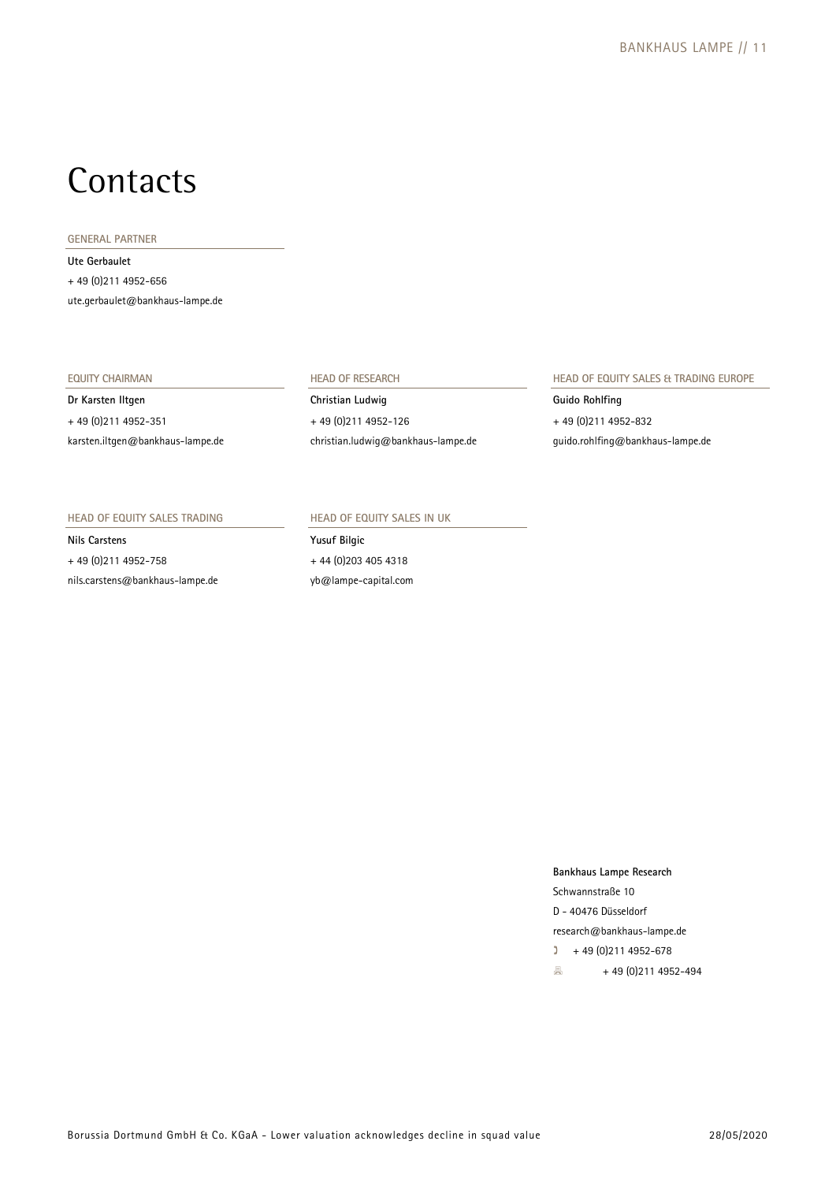# Contacts

GENERAL PARTNER

**Ute Gerbaulet**

+ 49 (0)211 4952-656

ute.gerbaulet@bankhaus-lampe.de

EQUITY CHAIRMAN

**Dr Karsten Iltgen**

+ 49 (0)211 4952-351

karsten.iltgen@bankhaus-lampe.de

HEAD OF RESEARCH

**Christian Ludwig**

+ 49 (0)211 4952-126

christian.ludwig@bankhaus-lampe.de

HEAD OF EQUITY SALES & TRADING EUROPE

**Guido Rohlfing**

+ 49 (0)211 4952-832

guido.rohlfing@bankhaus-lampe.de

HEAD OF EQUITY SALES TRADING

**Nils Carstens**

+ 49 (0)211 4952-758

nils.carstens@bankhaus-lampe.de

HEAD OF EQUITY SALES IN UK

**Yusuf Bilgic**

+ 44 (0)203 405 4318

yb@lampe-capital.com

**Bankhaus Lampe Research**

Schwannstraße 10

D - 40476 Düsseldorf

research@bankhaus-lampe.de

+ 49 (0)211 4952-678

+ 49 (0)211 4952-494